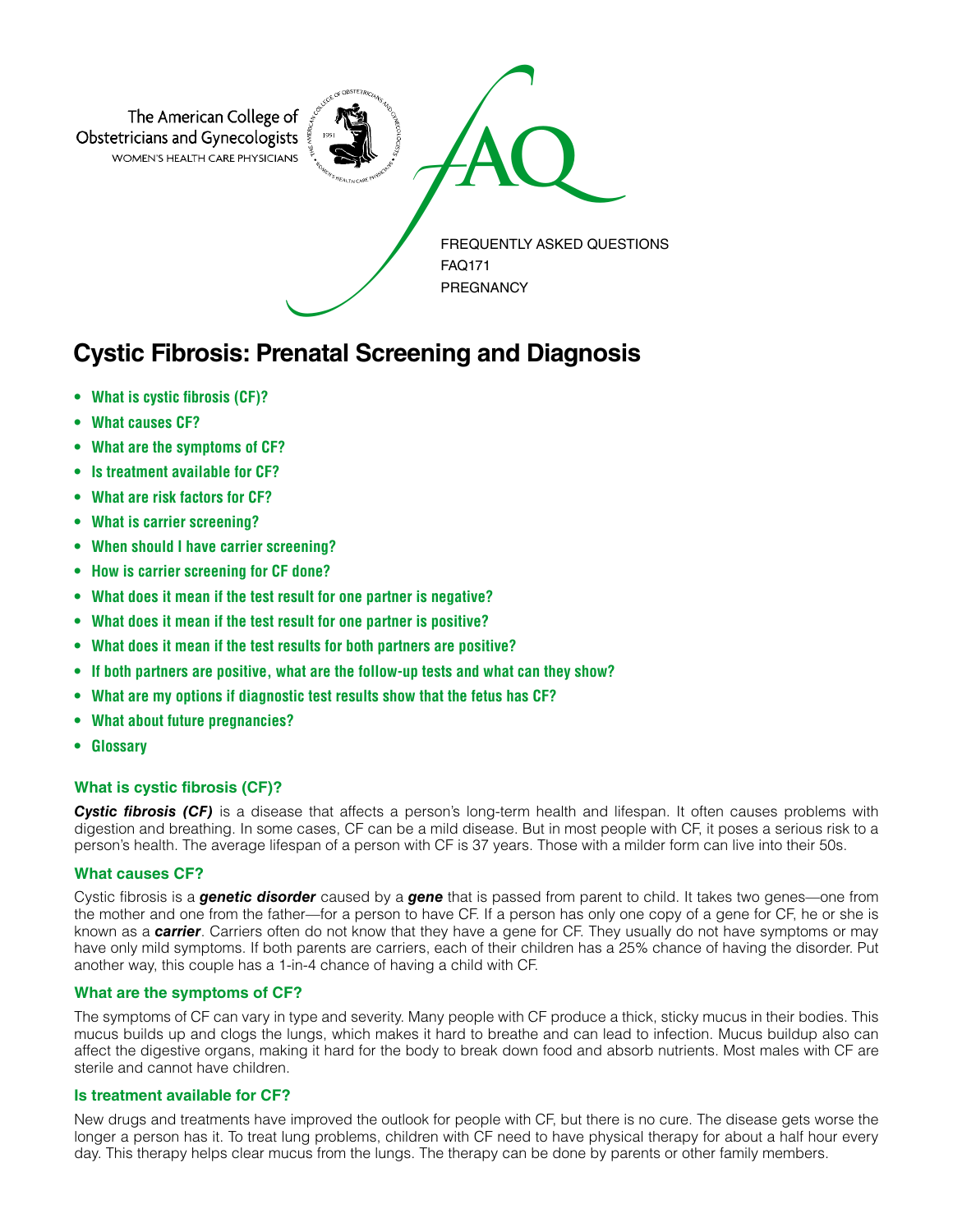The American College of Obstetricians and Gynecologists
WOMEN'S HEALTH CARE PHYSICIANS

FAQ

FREQUENTLY ASKED QUESTIONS
FAQ171
PREGNANCY

# Cystic Fibrosis: Prenatal Screening and Diagnosis

- **What is cystic fibrosis (CF)?**
- **What causes CF?**
- **What are the symptoms of CF?**
- **Is treatment available for CF?**
- **What are risk factors for CF?**
- **What is carrier screening?**
- **When should I have carrier screening?**
- **How is carrier screening for CF done?**
- **What does it mean if the test result for one partner is negative?**
- **What does it mean if the test result for one partner is positive?**
- **What does it mean if the test results for both partners are positive?**
- **If both partners are positive, what are the follow-up tests and what can they show?**
- **What are my options if diagnostic test results show that the fetus has CF?**
- **What about future pregnancies?**
- **Glossary**

### What is cystic fibrosis (CF)?

***Cystic fibrosis (CF)*** is a disease that affects a person's long-term health and lifespan. It often causes problems with digestion and breathing. In some cases, CF can be a mild disease. But in most people with CF, it poses a serious risk to a person's health. The average lifespan of a person with CF is 37 years. Those with a milder form can live into their 50s.

### What causes CF?

Cystic fibrosis is a ***genetic disorder*** caused by a ***gene*** that is passed from parent to child. It takes two genes—one from the mother and one from the father—for a person to have CF. If a person has only one copy of a gene for CF, he or she is known as a ***carrier***. Carriers often do not know that they have a gene for CF. They usually do not have symptoms or may have only mild symptoms. If both parents are carriers, each of their children has a 25% chance of having the disorder. Put another way, this couple has a 1-in-4 chance of having a child with CF.

### What are the symptoms of CF?

The symptoms of CF can vary in type and severity. Many people with CF produce a thick, sticky mucus in their bodies. This mucus builds up and clogs the lungs, which makes it hard to breathe and can lead to infection. Mucus buildup also can affect the digestive organs, making it hard for the body to break down food and absorb nutrients. Most males with CF are sterile and cannot have children.

### Is treatment available for CF?

New drugs and treatments have improved the outlook for people with CF, but there is no cure. The disease gets worse the longer a person has it. To treat lung problems, children with CF need to have physical therapy for about a half hour every day. This therapy helps clear mucus from the lungs. The therapy can be done by parents or other family members.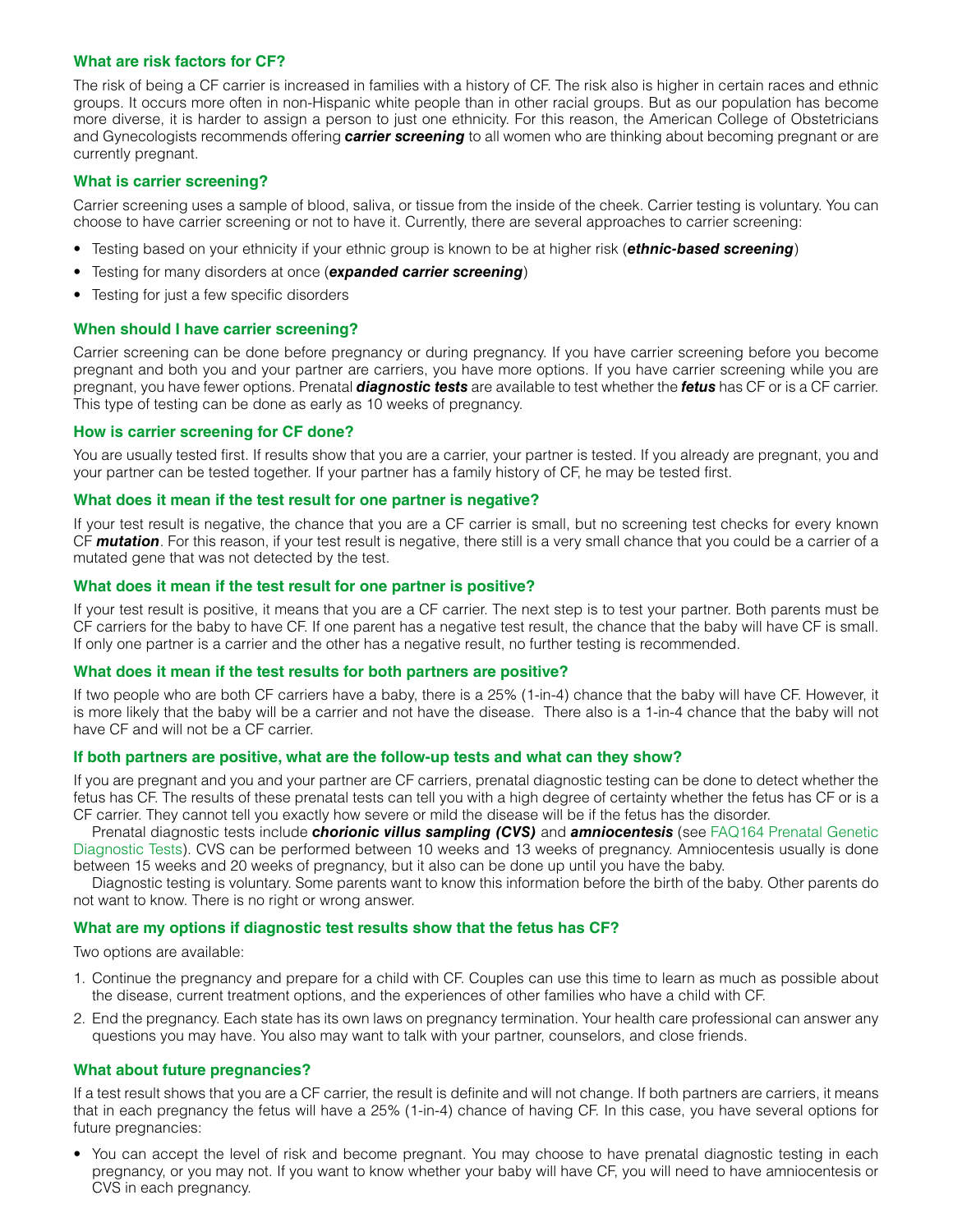### What are risk factors for CF?

The risk of being a CF carrier is increased in families with a history of CF. The risk also is higher in certain races and ethnic groups. It occurs more often in non-Hispanic white people than in other racial groups. But as our population has become more diverse, it is harder to assign a person to just one ethnicity. For this reason, the American College of Obstetricians and Gynecologists recommends offering ***carrier screening*** to all women who are thinking about becoming pregnant or are currently pregnant.

### What is carrier screening?

Carrier screening uses a sample of blood, saliva, or tissue from the inside of the cheek. Carrier testing is voluntary. You can choose to have carrier screening or not to have it. Currently, there are several approaches to carrier screening:

- Testing based on your ethnicity if your ethnic group is known to be at higher risk (***ethnic-based screening***)
- Testing for many disorders at once (***expanded carrier screening***)
- Testing for just a few specific disorders

### When should I have carrier screening?

Carrier screening can be done before pregnancy or during pregnancy. If you have carrier screening before you become pregnant and both you and your partner are carriers, you have more options. If you have carrier screening while you are pregnant, you have fewer options. Prenatal ***diagnostic tests*** are available to test whether the ***fetus*** has CF or is a CF carrier. This type of testing can be done as early as 10 weeks of pregnancy.

### How is carrier screening for CF done?

You are usually tested first. If results show that you are a carrier, your partner is tested. If you already are pregnant, you and your partner can be tested together. If your partner has a family history of CF, he may be tested first.

### What does it mean if the test result for one partner is negative?

If your test result is negative, the chance that you are a CF carrier is small, but no screening test checks for every known CF ***mutation***. For this reason, if your test result is negative, there still is a very small chance that you could be a carrier of a mutated gene that was not detected by the test.

### What does it mean if the test result for one partner is positive?

If your test result is positive, it means that you are a CF carrier. The next step is to test your partner. Both parents must be CF carriers for the baby to have CF. If one parent has a negative test result, the chance that the baby will have CF is small. If only one partner is a carrier and the other has a negative result, no further testing is recommended.

### What does it mean if the test results for both partners are positive?

If two people who are both CF carriers have a baby, there is a 25% (1-in-4) chance that the baby will have CF. However, it is more likely that the baby will be a carrier and not have the disease. There also is a 1-in-4 chance that the baby will not have CF and will not be a CF carrier.

### If both partners are positive, what are the follow-up tests and what can they show?

If you are pregnant and you and your partner are CF carriers, prenatal diagnostic testing can be done to detect whether the fetus has CF. The results of these prenatal tests can tell you with a high degree of certainty whether the fetus has CF or is a CF carrier. They cannot tell you exactly how severe or mild the disease will be if the fetus has the disorder.

Prenatal diagnostic tests include ***chorionic villus sampling (CVS)*** and ***amniocentesis*** (see FAQ164 Prenatal Genetic Diagnostic Tests). CVS can be performed between 10 weeks and 13 weeks of pregnancy. Amniocentesis usually is done between 15 weeks and 20 weeks of pregnancy, but it also can be done up until you have the baby.

Diagnostic testing is voluntary. Some parents want to know this information before the birth of the baby. Other parents do not want to know. There is no right or wrong answer.

### What are my options if diagnostic test results show that the fetus has CF?

Two options are available:

1. Continue the pregnancy and prepare for a child with CF. Couples can use this time to learn as much as possible about the disease, current treatment options, and the experiences of other families who have a child with CF.
2. End the pregnancy. Each state has its own laws on pregnancy termination. Your health care professional can answer any questions you may have. You also may want to talk with your partner, counselors, and close friends.

### What about future pregnancies?

If a test result shows that you are a CF carrier, the result is definite and will not change. If both partners are carriers, it means that in each pregnancy the fetus will have a 25% (1-in-4) chance of having CF. In this case, you have several options for future pregnancies:

- You can accept the level of risk and become pregnant. You may choose to have prenatal diagnostic testing in each pregnancy, or you may not. If you want to know whether your baby will have CF, you will need to have amniocentesis or CVS in each pregnancy.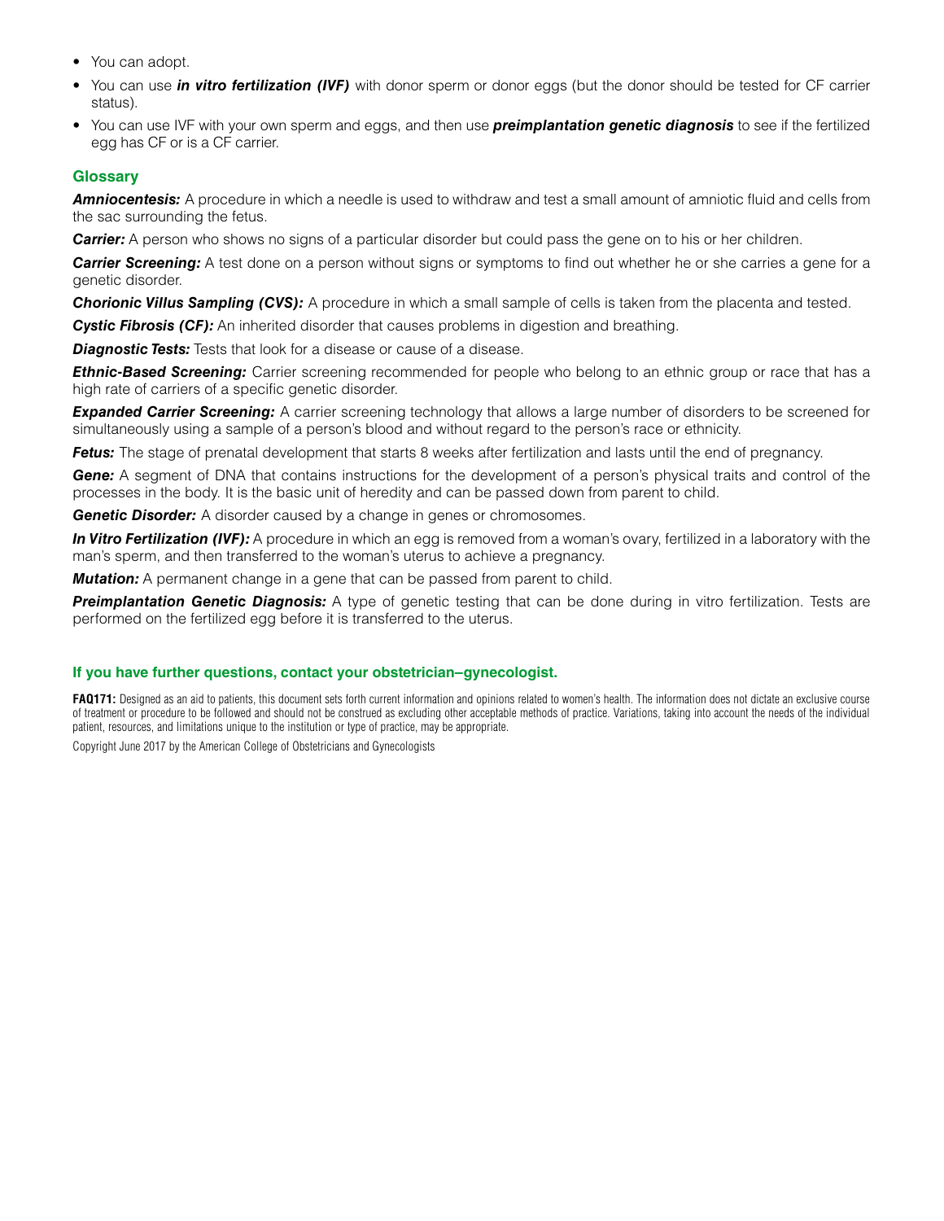- You can adopt.
- You can use ***in vitro fertilization (IVF)*** with donor sperm or donor eggs (but the donor should be tested for CF carrier status).
- You can use IVF with your own sperm and eggs, and then use ***preimplantation genetic diagnosis*** to see if the fertilized egg has CF or is a CF carrier.

## Glossary

***Amniocentesis:*** A procedure in which a needle is used to withdraw and test a small amount of amniotic fluid and cells from the sac surrounding the fetus.

***Carrier:*** A person who shows no signs of a particular disorder but could pass the gene on to his or her children.

***Carrier Screening:*** A test done on a person without signs or symptoms to find out whether he or she carries a gene for a genetic disorder.

***Chorionic Villus Sampling (CVS):*** A procedure in which a small sample of cells is taken from the placenta and tested.

***Cystic Fibrosis (CF):*** An inherited disorder that causes problems in digestion and breathing.

***Diagnostic Tests:*** Tests that look for a disease or cause of a disease.

***Ethnic-Based Screening:*** Carrier screening recommended for people who belong to an ethnic group or race that has a high rate of carriers of a specific genetic disorder.

***Expanded Carrier Screening:*** A carrier screening technology that allows a large number of disorders to be screened for simultaneously using a sample of a person's blood and without regard to the person's race or ethnicity.

***Fetus:*** The stage of prenatal development that starts 8 weeks after fertilization and lasts until the end of pregnancy.

***Gene:*** A segment of DNA that contains instructions for the development of a person's physical traits and control of the processes in the body. It is the basic unit of heredity and can be passed down from parent to child.

***Genetic Disorder:*** A disorder caused by a change in genes or chromosomes.

***In Vitro Fertilization (IVF):*** A procedure in which an egg is removed from a woman's ovary, fertilized in a laboratory with the man's sperm, and then transferred to the woman's uterus to achieve a pregnancy.

***Mutation:*** A permanent change in a gene that can be passed from parent to child.

***Preimplantation Genetic Diagnosis:*** A type of genetic testing that can be done during in vitro fertilization. Tests are performed on the fertilized egg before it is transferred to the uterus.

**If you have further questions, contact your obstetrician–gynecologist.**

**FAQ171:** Designed as an aid to patients, this document sets forth current information and opinions related to women's health. The information does not dictate an exclusive course of treatment or procedure to be followed and should not be construed as excluding other acceptable methods of practice. Variations, taking into account the needs of the individual patient, resources, and limitations unique to the institution or type of practice, may be appropriate.

Copyright June 2017 by the American College of Obstetricians and Gynecologists